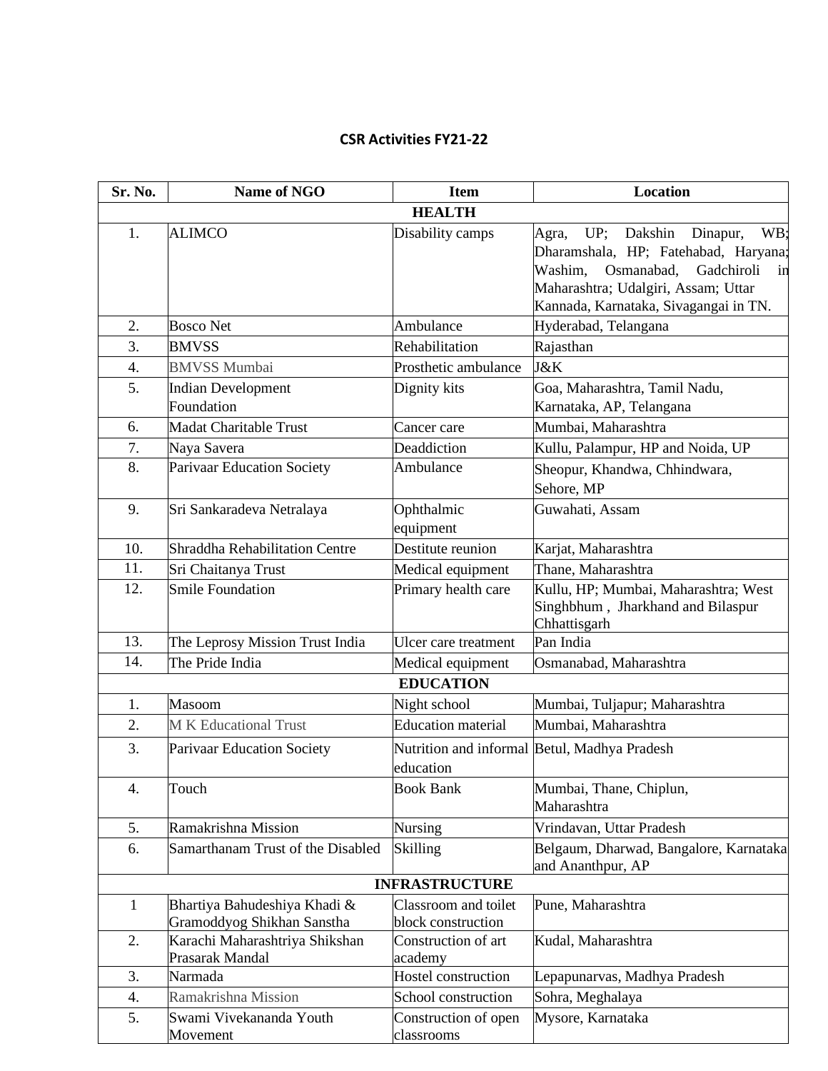## CSR Activities FY21-22

| Sr. No. | Name of NGO | Item | Location |
|---|---|---|---|
| **HEALTH** | | | |
| 1. | ALIMCO | Disability camps | Agra, UP; Dakshin Dinapur, WB; Dharamshala, HP; Fatehabad, Haryana; Washim, Osmanabad, Gadchiroli in Maharashtra; Udalgiri, Assam; Uttar Kannada, Karnataka, Sivagangai in TN. |
| 2. | Bosco Net | Ambulance | Hyderabad, Telangana |
| 3. | BMVSS | Rehabilitation | Rajasthan |
| 4. | BMVSS Mumbai | Prosthetic ambulance | J&K |
| 5. | Indian Development Foundation | Dignity kits | Goa, Maharashtra, Tamil Nadu, Karnataka, AP, Telangana |
| 6. | Madat Charitable Trust | Cancer care | Mumbai, Maharashtra |
| 7. | Naya Savera | Deaddiction | Kullu, Palampur, HP and Noida, UP |
| 8. | Parivaar Education Society | Ambulance | Sheopur, Khandwa, Chhindwara, Sehore, MP |
| 9. | Sri Sankaradeva Netralaya | Ophthalmic equipment | Guwahati, Assam |
| 10. | Shraddha Rehabilitation Centre | Destitute reunion | Karjat, Maharashtra |
| 11. | Sri Chaitanya Trust | Medical equipment | Thane, Maharashtra |
| 12. | Smile Foundation | Primary health care | Kullu, HP; Mumbai, Maharashtra; West Singhbhum , Jharkhand and Bilaspur Chhattisgarh |
| 13. | The Leprosy Mission Trust India | Ulcer care treatment | Pan India |
| 14. | The Pride India | Medical equipment | Osmanabad, Maharashtra |
| **EDUCATION** | | | |
| 1. | Masoom | Night school | Mumbai, Tuljapur; Maharashtra |
| 2. | M K Educational Trust | Education material | Mumbai, Maharashtra |
| 3. | Parivaar Education Society | Nutrition and informal education | Betul, Madhya Pradesh |
| 4. | Touch | Book Bank | Mumbai, Thane, Chiplun, Maharashtra |
| 5. | Ramakrishna Mission | Nursing | Vrindavan, Uttar Pradesh |
| 6. | Samarthanam Trust of the Disabled | Skilling | Belgaum, Dharwad, Bangalore, Karnataka and Ananthpur, AP |
| **INFRASTRUCTURE** | | | |
| 1 | Bhartiya Bahudeshiya Khadi & Gramoddyog Shikhan Sanstha | Classroom and toilet block construction | Pune, Maharashtra |
| 2. | Karachi Maharashtriya Shikshan Prasarak Mandal | Construction of art academy | Kudal, Maharashtra |
| 3. | Narmada | Hostel construction | Lepapunarvas, Madhya Pradesh |
| 4. | Ramakrishna Mission | School construction | Sohra, Meghalaya |
| 5. | Swami Vivekananda Youth Movement | Construction of open classrooms | Mysore, Karnataka |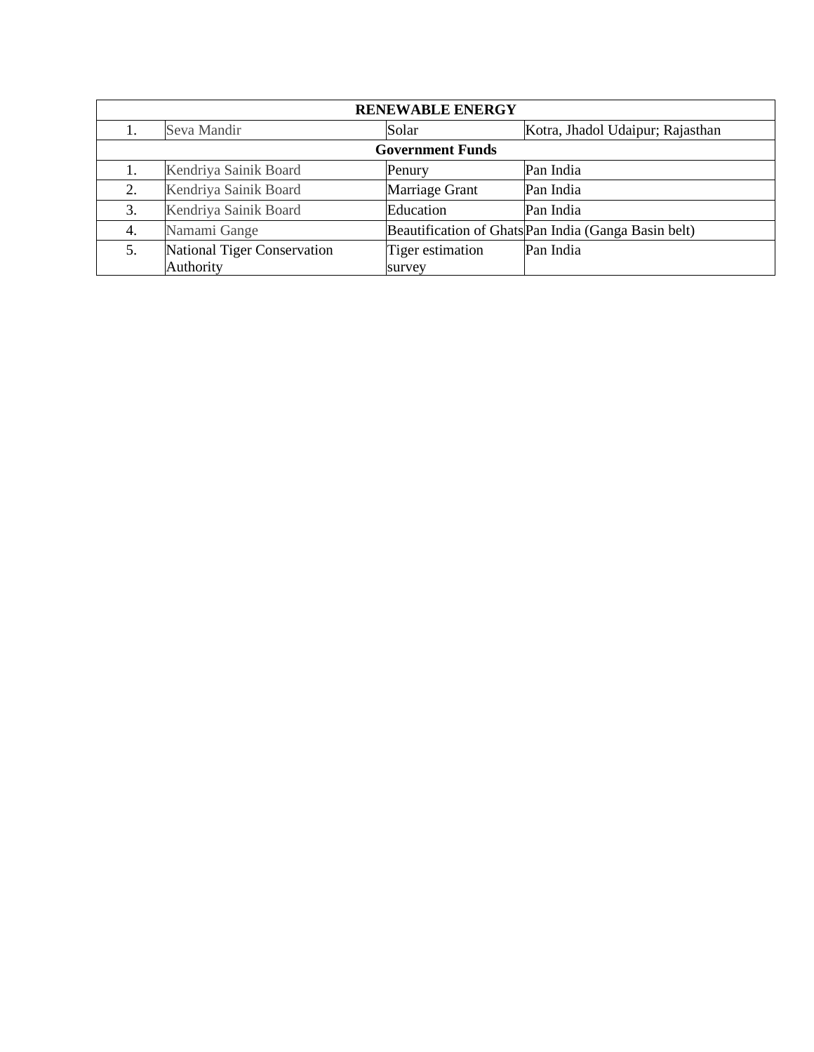| | | | |
|---|---|---|---|
| **RENEWABLE ENERGY** | | | |
| 1. | Seva Mandir | Solar | Kotra, Jhadol Udaipur; Rajasthan |
| **Government Funds** | | | |
| 1. | Kendriya Sainik Board | Penury | Pan India |
| 2. | Kendriya Sainik Board | Marriage Grant | Pan India |
| 3. | Kendriya Sainik Board | Education | Pan India |
| 4. | Namami Gange | Beautification of Ghats | Pan India (Ganga Basin belt) |
| 5. | National Tiger Conservation Authority | Tiger estimation survey | Pan India |